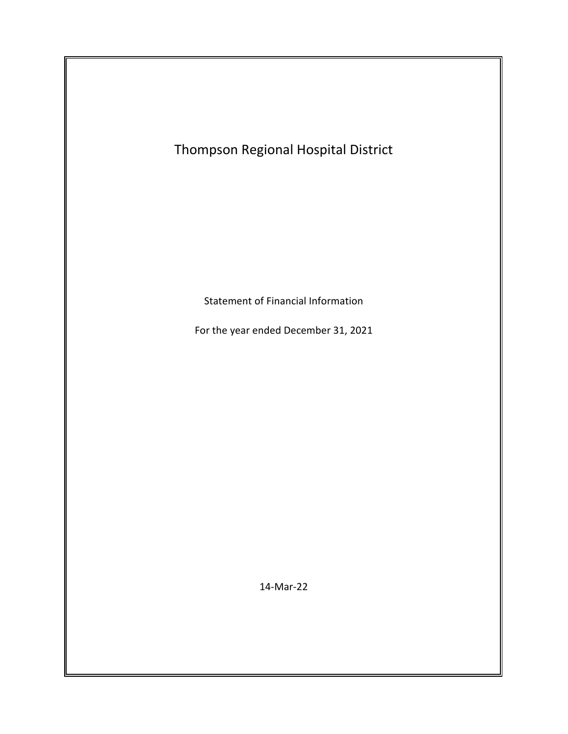# Thompson Regional Hospital District

Statement of Financial Information

For the year ended December 31, 2021

14-Mar-22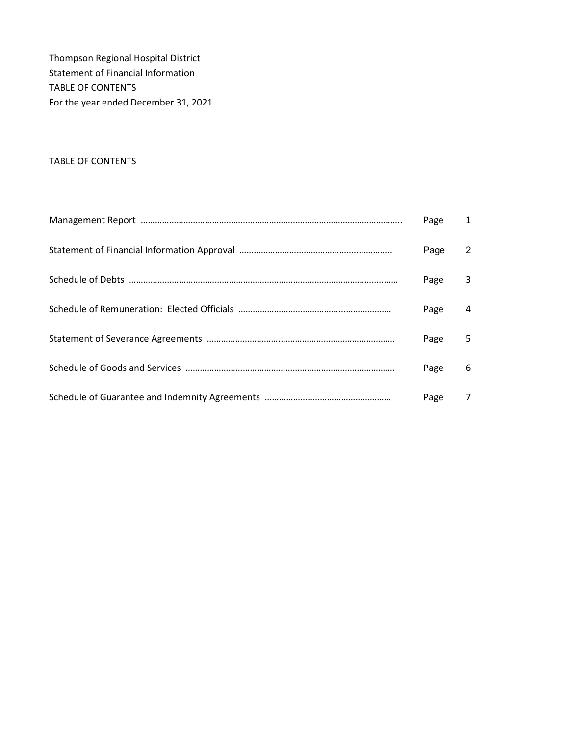Thompson Regional Hospital District
Statement of Financial Information
TABLE OF CONTENTS
For the year ended December 31, 2021

TABLE OF CONTENTS

| Section | | |
|---|---|---|
| Management Report | Page | 1 |
| Statement of Financial Information Approval | Page | 2 |
| Schedule of Debts | Page | 3 |
| Schedule of Remuneration: Elected Officials | Page | 4 |
| Statement of Severance Agreements | Page | 5 |
| Schedule of Goods and Services | Page | 6 |
| Schedule of Guarantee and Indemnity Agreements | Page | 7 |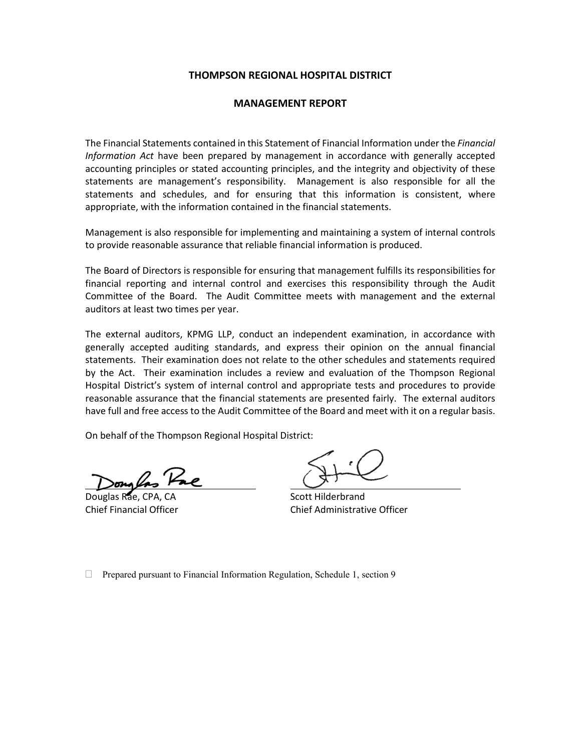# THOMPSON REGIONAL HOSPITAL DISTRICT

## MANAGEMENT REPORT

The Financial Statements contained in this Statement of Financial Information under the *Financial Information Act* have been prepared by management in accordance with generally accepted accounting principles or stated accounting principles, and the integrity and objectivity of these statements are management's responsibility. Management is also responsible for all the statements and schedules, and for ensuring that this information is consistent, where appropriate, with the information contained in the financial statements.

Management is also responsible for implementing and maintaining a system of internal controls to provide reasonable assurance that reliable financial information is produced.

The Board of Directors is responsible for ensuring that management fulfills its responsibilities for financial reporting and internal control and exercises this responsibility through the Audit Committee of the Board. The Audit Committee meets with management and the external auditors at least two times per year.

The external auditors, KPMG LLP, conduct an independent examination, in accordance with generally accepted auditing standards, and express their opinion on the annual financial statements. Their examination does not relate to the other schedules and statements required by the Act. Their examination includes a review and evaluation of the Thompson Regional Hospital District's system of internal control and appropriate tests and procedures to provide reasonable assurance that the financial statements are presented fairly. The external auditors have full and free access to the Audit Committee of the Board and meet with it on a regular basis.

On behalf of the Thompson Regional Hospital District:

Douglas Rae, CPA, CA
Chief Financial Officer

Scott Hilderbrand
Chief Administrative Officer

Prepared pursuant to Financial Information Regulation, Schedule 1, section 9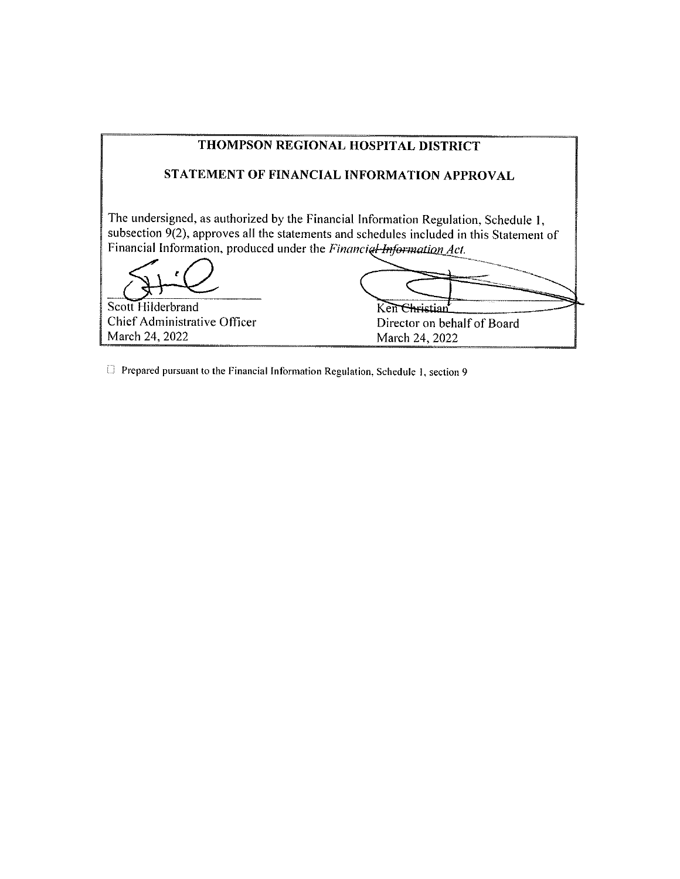# THOMPSON REGIONAL HOSPITAL DISTRICT

## STATEMENT OF FINANCIAL INFORMATION APPROVAL

The undersigned, as authorized by the Financial Information Regulation, Schedule 1, subsection 9(2), approves all the statements and schedules included in this Statement of Financial Information, produced under the *Financial Information Act.*

| | |
|---|---|
| Scott Hilderbrand | Ken Christian |
| Chief Administrative Officer | Director on behalf of Board |
| March 24, 2022 | March 24, 2022 |

☐ Prepared pursuant to the Financial Information Regulation, Schedule 1, section 9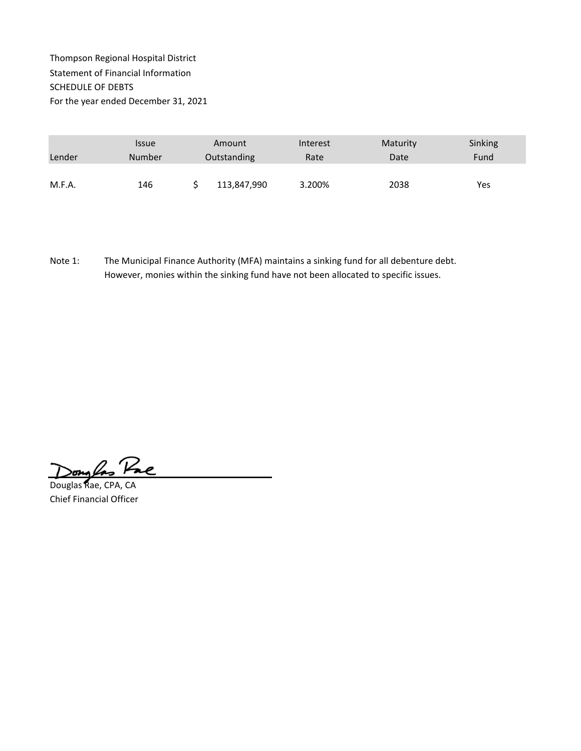Thompson Regional Hospital District
Statement of Financial Information
SCHEDULE OF DEBTS
For the year ended December 31, 2021

| Lender | Issue Number | Amount Outstanding | Interest Rate | Maturity Date | Sinking Fund |
|---|---|---|---|---|---|
| M.F.A. | 146 | $ 113,847,990 | 3.200% | 2038 | Yes |

Note 1: The Municipal Finance Authority (MFA) maintains a sinking fund for all debenture debt. However, monies within the sinking fund have not been allocated to specific issues.

Douglas Rae, CPA, CA
Chief Financial Officer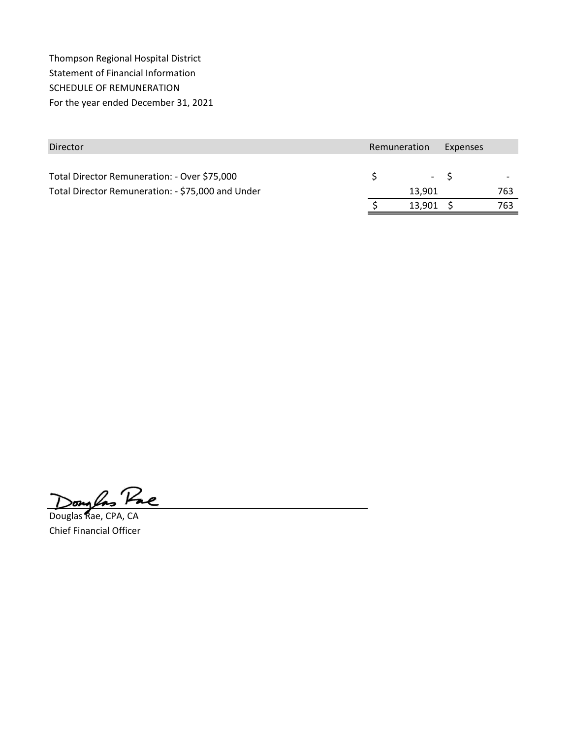Thompson Regional Hospital District

Statement of Financial Information

SCHEDULE OF REMUNERATION

For the year ended December 31, 2021

| Director | Remuneration | Expenses |
| --- | --- | --- |
| Total Director Remuneration: - Over $75,000 | $ - | $ - |
| Total Director Remuneration: - $75,000 and Under | 13,901 | 763 |
| | $ 13,901 | $ 763 |

Douglas Rae, CPA, CA

Chief Financial Officer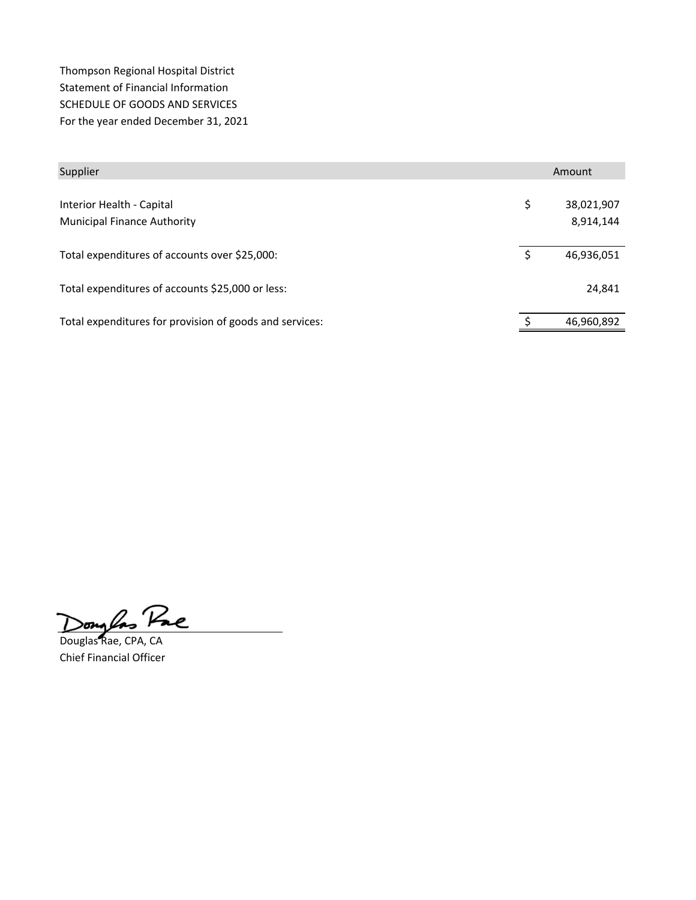Thompson Regional Hospital District
Statement of Financial Information
SCHEDULE OF GOODS AND SERVICES
For the year ended December 31, 2021

| Supplier | Amount |
|---|---|
| Interior Health - Capital | $ 38,021,907 |
| Municipal Finance Authority | 8,914,144 |
| Total expenditures of accounts over $25,000: | $ 46,936,051 |
| Total expenditures of accounts $25,000 or less: | 24,841 |
| Total expenditures for provision of goods and services: | $ 46,960,892 |

Douglas Rae, CPA, CA
Chief Financial Officer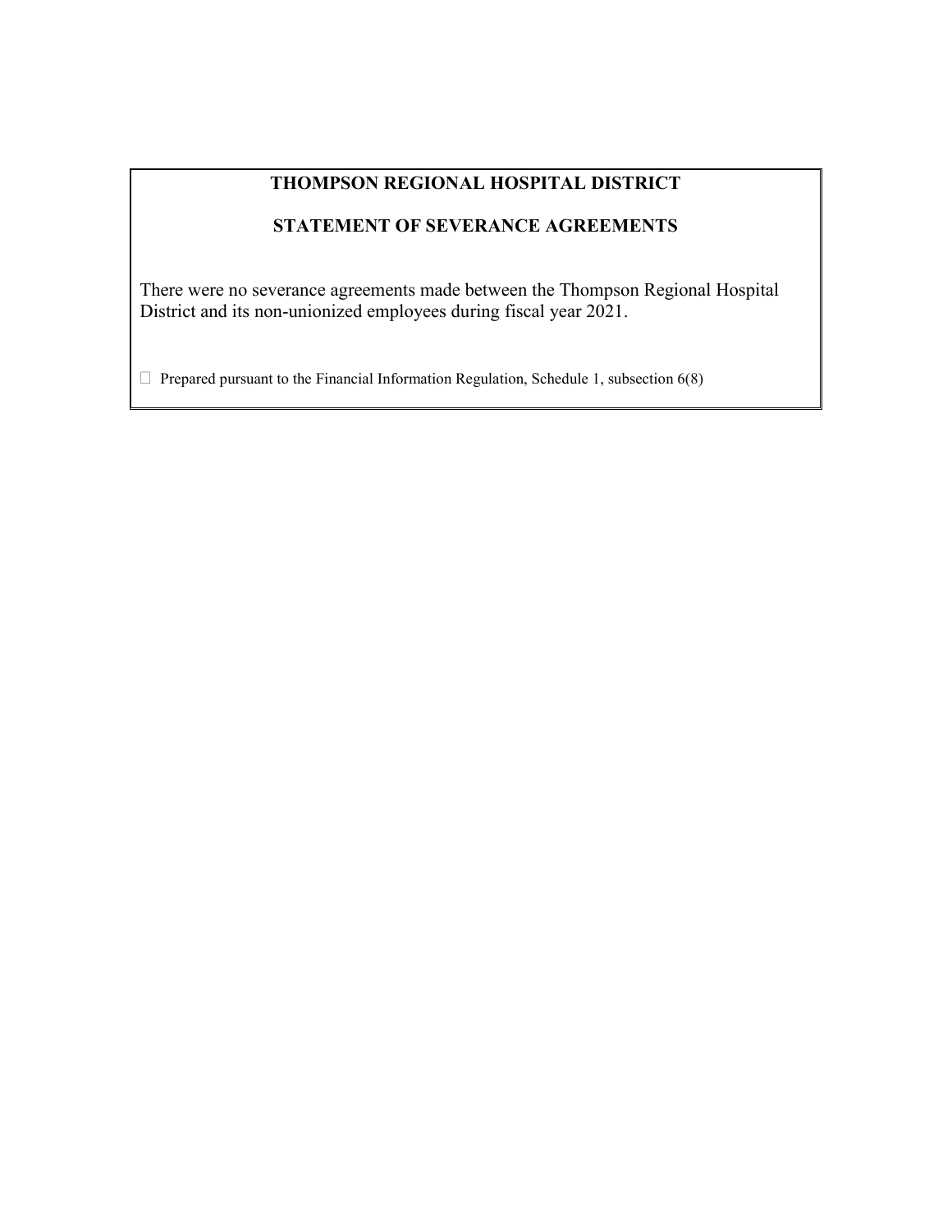# THOMPSON REGIONAL HOSPITAL DISTRICT

## STATEMENT OF SEVERANCE AGREEMENTS

There were no severance agreements made between the Thompson Regional Hospital District and its non-unionized employees during fiscal year 2021.

Prepared pursuant to the Financial Information Regulation, Schedule 1, subsection 6(8)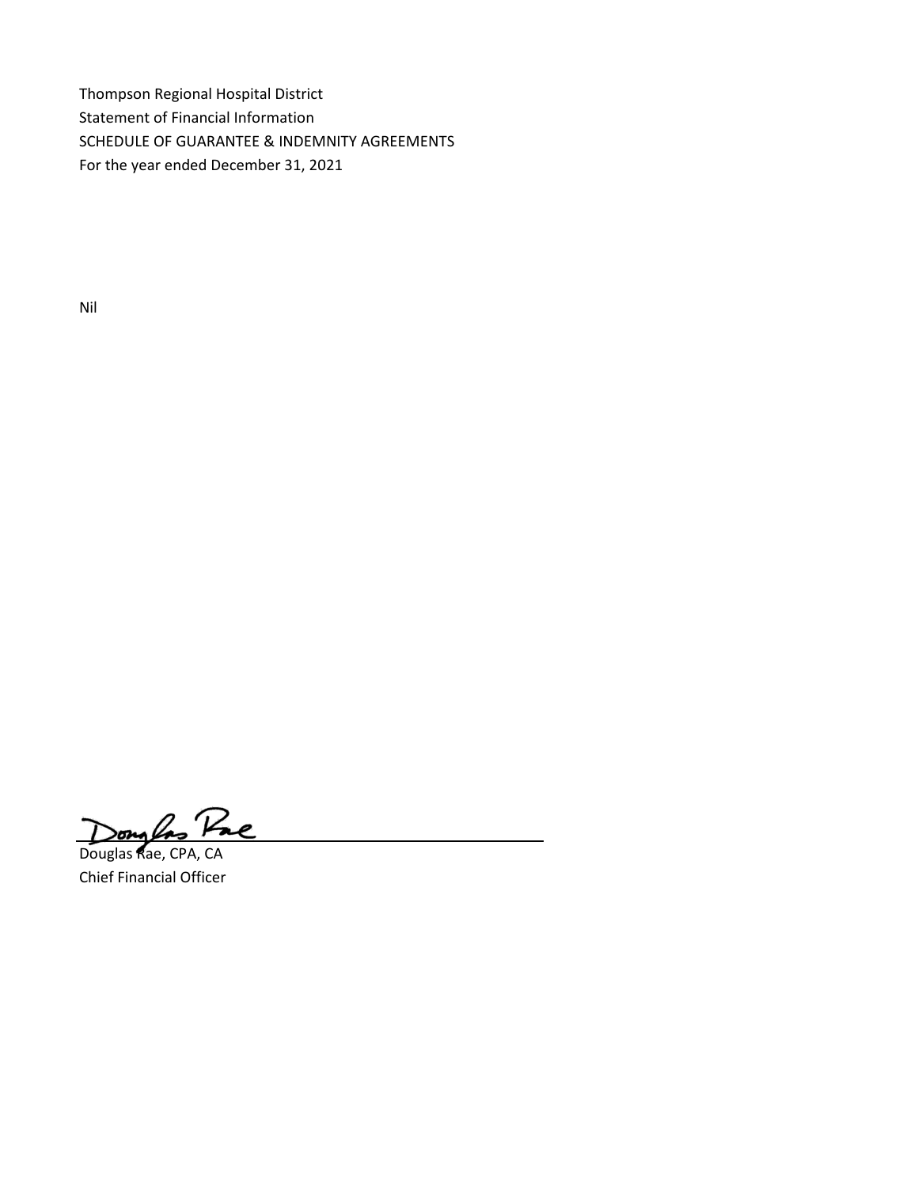Thompson Regional Hospital District

Statement of Financial Information

SCHEDULE OF GUARANTEE & INDEMNITY AGREEMENTS

For the year ended December 31, 2021

Nil

Douglas Rae, CPA, CA

Chief Financial Officer